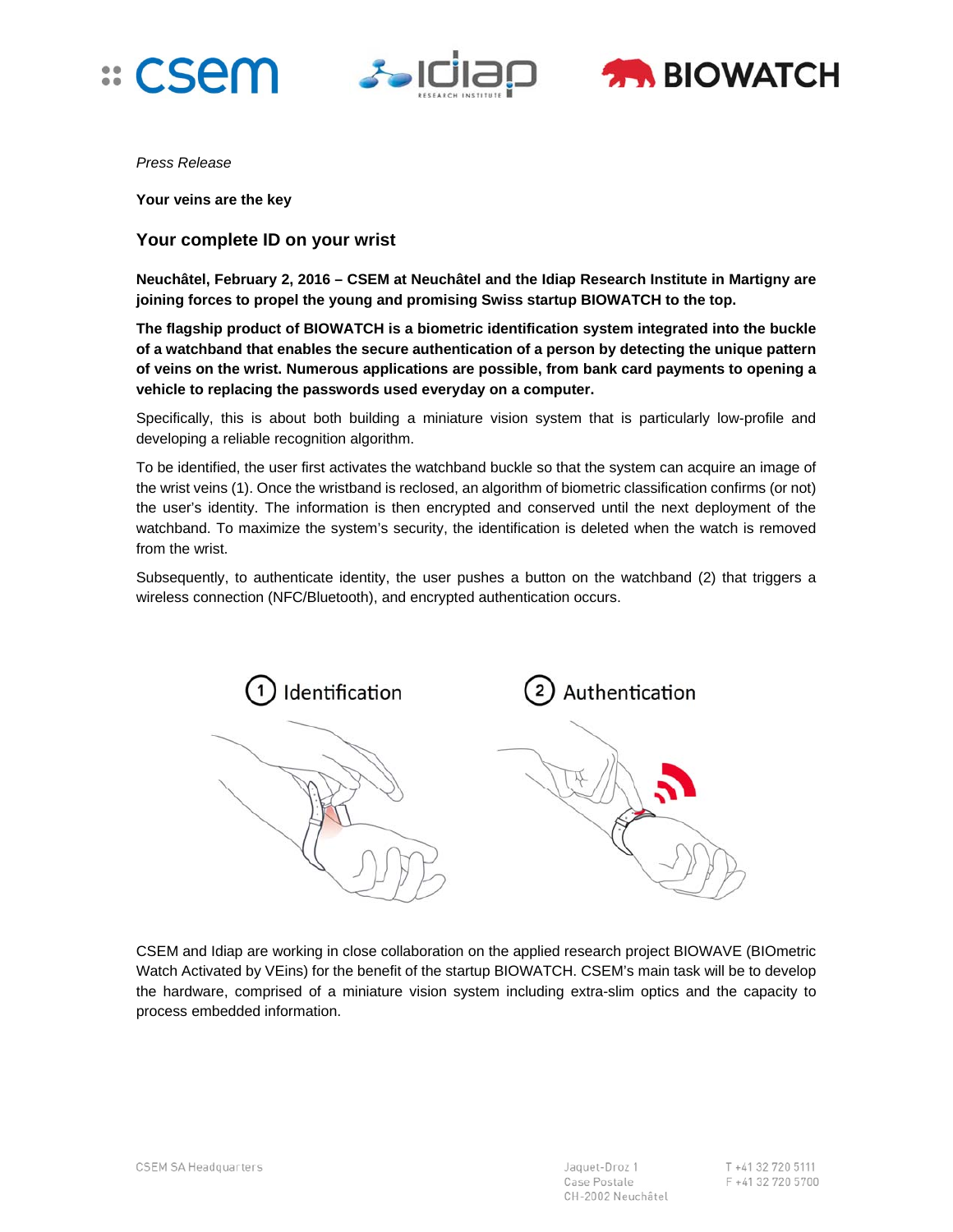*Press Release*

**Your veins are the key**

## Your complete ID on your wrist

**Neuchâtel, February 2, 2016 – CSEM at Neuchâtel and the Idiap Research Institute in Martigny are joining forces to propel the young and promising Swiss startup BIOWATCH to the top.**

**The flagship product of BIOWATCH is a biometric identification system integrated into the buckle of a watchband that enables the secure authentication of a person by detecting the unique pattern of veins on the wrist. Numerous applications are possible, from bank card payments to opening a vehicle to replacing the passwords used everyday on a computer.**

Specifically, this is about both building a miniature vision system that is particularly low-profile and developing a reliable recognition algorithm.

To be identified, the user first activates the watchband buckle so that the system can acquire an image of the wrist veins (1). Once the wristband is reclosed, an algorithm of biometric classification confirms (or not) the user's identity. The information is then encrypted and conserved until the next deployment of the watchband. To maximize the system's security, the identification is deleted when the watch is removed from the wrist.

Subsequently, to authenticate identity, the user pushes a button on the watchband (2) that triggers a wireless connection (NFC/Bluetooth), and encrypted authentication occurs.

(1) Identification (2) Authentication

CSEM and Idiap are working in close collaboration on the applied research project BIOWAVE (BIOmetric Watch Activated by VEins) for the benefit of the startup BIOWATCH. CSEM's main task will be to develop the hardware, comprised of a miniature vision system including extra-slim optics and the capacity to process embedded information.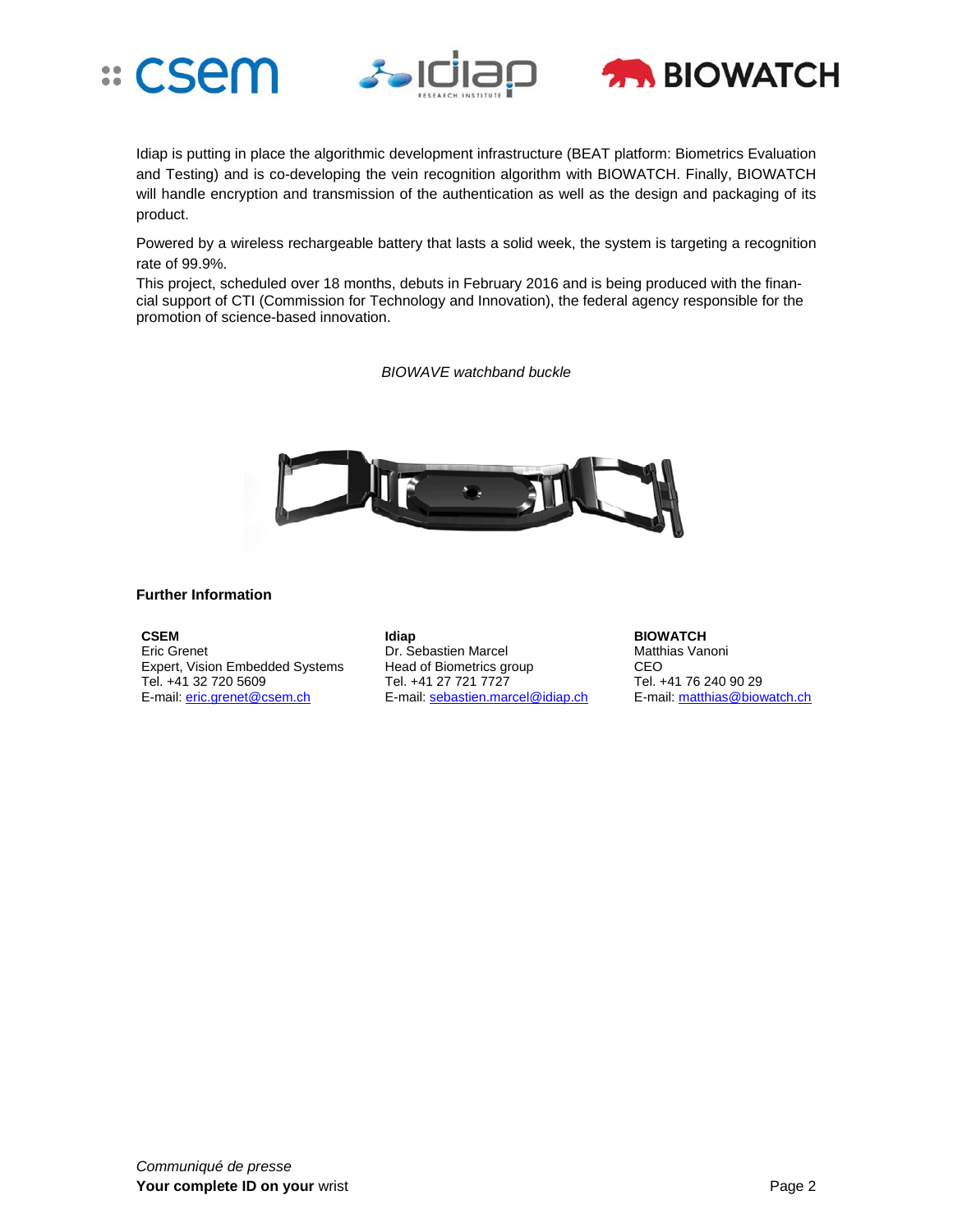Idiap is putting in place the algorithmic development infrastructure (BEAT platform: Biometrics Evaluation and Testing) and is co-developing the vein recognition algorithm with BIOWATCH. Finally, BIOWATCH will handle encryption and transmission of the authentication as well as the design and packaging of its product.

Powered by a wireless rechargeable battery that lasts a solid week, the system is targeting a recognition rate of 99.9%.

This project, scheduled over 18 months, debuts in February 2016 and is being produced with the financial support of CTI (Commission for Technology and Innovation), the federal agency responsible for the promotion of science-based innovation.

*BIOWAVE watchband buckle*

**Further Information**

**CSEM**
Eric Grenet
Expert, Vision Embedded Systems
Tel. +41 32 720 5609
E-mail: eric.grenet@csem.ch

**Idiap**
Dr. Sebastien Marcel
Head of Biometrics group
Tel. +41 27 721 7727
E-mail: sebastien.marcel@idiap.ch

**BIOWATCH**
Matthias Vanoni
CEO
Tel. +41 76 240 90 29
E-mail: matthias@biowatch.ch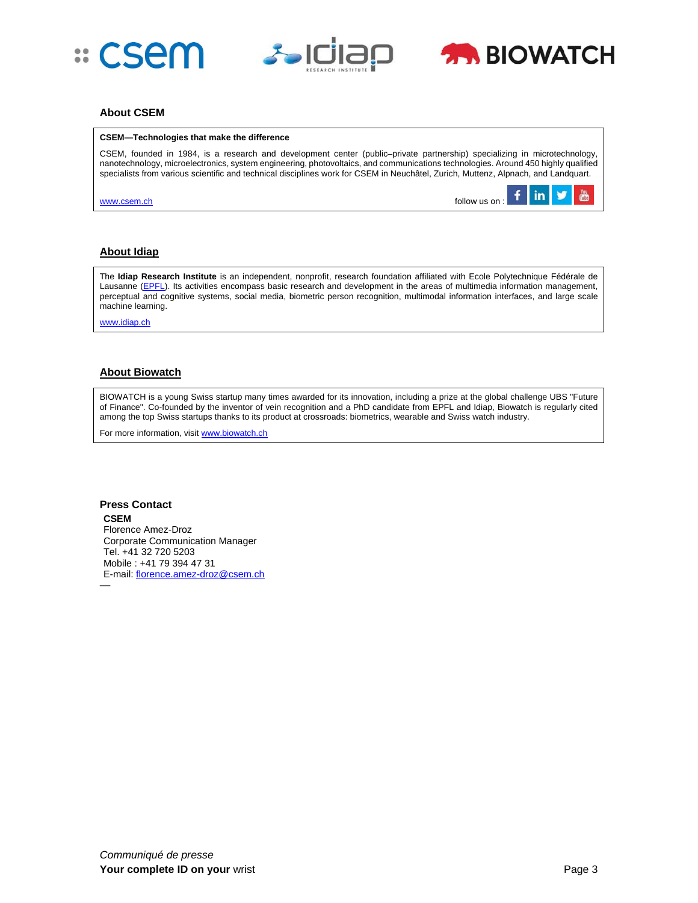## About CSEM

**CSEM—Technologies that make the difference**

CSEM, founded in 1984, is a research and development center (public–private partnership) specializing in microtechnology, nanotechnology, microelectronics, system engineering, photovoltaics, and communications technologies. Around 450 highly qualified specialists from various scientific and technical disciplines work for CSEM in Neuchâtel, Zurich, Muttenz, Alpnach, and Landquart.

www.csem.ch

follow us on :

## About Idiap

The **Idiap Research Institute** is an independent, nonprofit, research foundation affiliated with Ecole Polytechnique Fédérale de Lausanne (EPFL). Its activities encompass basic research and development in the areas of multimedia information management, perceptual and cognitive systems, social media, biometric person recognition, multimodal information interfaces, and large scale machine learning.

www.idiap.ch

## About Biowatch

BIOWATCH is a young Swiss startup many times awarded for its innovation, including a prize at the global challenge UBS "Future of Finance". Co-founded by the inventor of vein recognition and a PhD candidate from EPFL and Idiap, Biowatch is regularly cited among the top Swiss startups thanks to its product at crossroads: biometrics, wearable and Swiss watch industry.

For more information, visit www.biowatch.ch

## Press Contact

**CSEM**
Florence Amez-Droz
Corporate Communication Manager
Tel. +41 32 720 5203
Mobile : +41 79 394 47 31
E-mail: florence.amez-droz@csem.ch

—